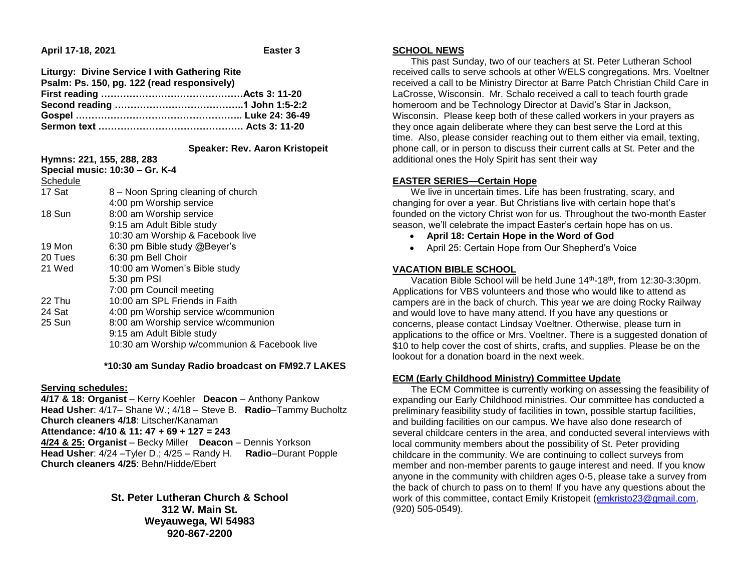**April 17-18, 2021** **Easter 3**

**Liturgy: Divine Service I with Gathering Rite**
**Psalm: Ps. 150, pg. 122 (read responsively)**
**First reading ………………………………………Acts 3: 11-20**
**Second reading …………………………………..1 John 1:5-2:2**
**Gospel …………………………………………….. Luke 24: 36-49**
**Sermon text ………………………………………. Acts 3: 11-20**

**Speaker: Rev. Aaron Kristopeit**

**Hymns: 221, 155, 288, 283**
**Special music: 10:30 – Gr. K-4**

Schedule

| | |
|---|---|
| 17 Sat | 8 – Noon Spring cleaning of church |
| | 4:00 pm Worship service |
| 18 Sun | 8:00 am Worship service |
| | 9:15 am Adult Bible study |
| | 10:30 am Worship & Facebook live |
| 19 Mon | 6:30 pm Bible study @Beyer's |
| 20 Tues | 6:30 pm Bell Choir |
| 21 Wed | 10:00 am Women's Bible study |
| | 5:30 pm PSI |
| | 7:00 pm Council meeting |
| 22 Thu | 10:00 am SPL Friends in Faith |
| 24 Sat | 4:00 pm Worship service w/communion |
| 25 Sun | 8:00 am Worship service w/communion |
| | 9:15 am Adult Bible study |
| | 10:30 am Worship w/communion & Facebook live |

**\*10:30 am Sunday Radio broadcast on FM92.7 LAKES**

**Serving schedules:**
**4/17 & 18: Organist** – Kerry Koehler **Deacon** – Anthony Pankow
**Head Usher**: 4/17– Shane W.; 4/18 – Steve B. **Radio**–Tammy Bucholtz
**Church cleaners 4/18**: Litscher/Kanaman
**Attendance: 4/10 & 11: 47 + 69 + 127 = 243**
**4/24 & 25: Organist** – Becky Miller **Deacon** – Dennis Yorkson
**Head Usher**: 4/24 –Tyler D.; 4/25 – Randy H. **Radio**–Durant Popple
**Church cleaners 4/25**: Behn/Hidde/Ebert

**St. Peter Lutheran Church & School**
**312 W. Main St.**
**Weyauwega, WI 54983**
**920-867-2200**

## SCHOOL NEWS

This past Sunday, two of our teachers at St. Peter Lutheran School received calls to serve schools at other WELS congregations. Mrs. Voeltner received a call to be Ministry Director at Barre Patch Christian Child Care in LaCrosse, Wisconsin. Mr. Schalo received a call to teach fourth grade homeroom and be Technology Director at David's Star in Jackson, Wisconsin. Please keep both of these called workers in your prayers as they once again deliberate where they can best serve the Lord at this time. Also, please consider reaching out to them either via email, texting, phone call, or in person to discuss their current calls at St. Peter and the additional ones the Holy Spirit has sent their way

## EASTER SERIES—Certain Hope

We live in uncertain times. Life has been frustrating, scary, and changing for over a year. But Christians live with certain hope that's founded on the victory Christ won for us. Throughout the two-month Easter season, we'll celebrate the impact Easter's certain hope has on us.

- **April 18: Certain Hope in the Word of God**
- April 25: Certain Hope from Our Shepherd's Voice

## VACATION BIBLE SCHOOL

Vacation Bible School will be held June 14th-18th, from 12:30-3:30pm. Applications for VBS volunteers and those who would like to attend as campers are in the back of church. This year we are doing Rocky Railway and would love to have many attend. If you have any questions or concerns, please contact Lindsay Voeltner. Otherwise, please turn in applications to the office or Mrs. Voeltner. There is a suggested donation of $10 to help cover the cost of shirts, crafts, and supplies. Please be on the lookout for a donation board in the next week.

## ECM (Early Childhood Ministry) Committee Update

The ECM Committee is currently working on assessing the feasibility of expanding our Early Childhood ministries. Our committee has conducted a preliminary feasibility study of facilities in town, possible startup facilities, and building facilities on our campus. We have also done research of several childcare centers in the area, and conducted several interviews with local community members about the possibility of St. Peter providing childcare in the community. We are continuing to collect surveys from member and non-member parents to gauge interest and need. If you know anyone in the community with children ages 0-5, please take a survey from the back of church to pass on to them! If you have any questions about the work of this committee, contact Emily Kristopeit (emkristo23@gmail.com, (920) 505-0549).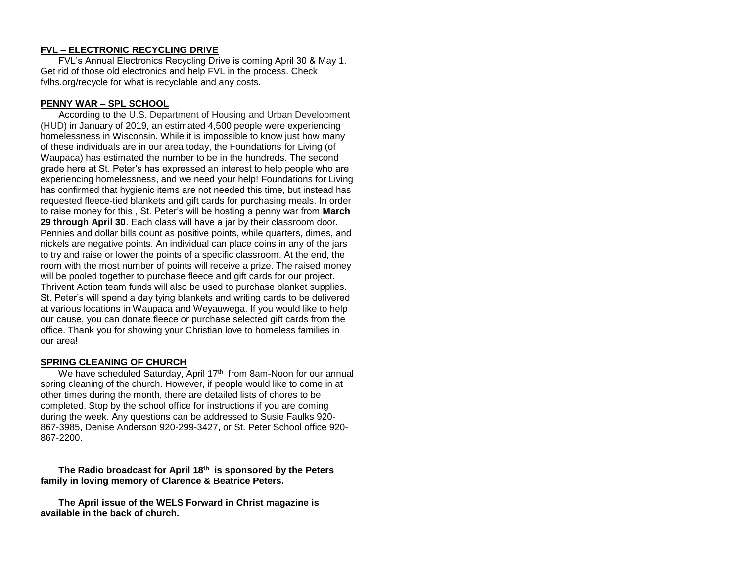## FVL – ELECTRONIC RECYCLING DRIVE

FVL's Annual Electronics Recycling Drive is coming April 30 & May 1. Get rid of those old electronics and help FVL in the process. Check fvlhs.org/recycle for what is recyclable and any costs.

## PENNY WAR – SPL SCHOOL

According to the U.S. Department of Housing and Urban Development (HUD) in January of 2019, an estimated 4,500 people were experiencing homelessness in Wisconsin. While it is impossible to know just how many of these individuals are in our area today, the Foundations for Living (of Waupaca) has estimated the number to be in the hundreds. The second grade here at St. Peter's has expressed an interest to help people who are experiencing homelessness, and we need your help! Foundations for Living has confirmed that hygienic items are not needed this time, but instead has requested fleece-tied blankets and gift cards for purchasing meals. In order to raise money for this , St. Peter's will be hosting a penny war from **March 29 through April 30**. Each class will have a jar by their classroom door. Pennies and dollar bills count as positive points, while quarters, dimes, and nickels are negative points. An individual can place coins in any of the jars to try and raise or lower the points of a specific classroom. At the end, the room with the most number of points will receive a prize. The raised money will be pooled together to purchase fleece and gift cards for our project. Thrivent Action team funds will also be used to purchase blanket supplies. St. Peter's will spend a day tying blankets and writing cards to be delivered at various locations in Waupaca and Weyauwega. If you would like to help our cause, you can donate fleece or purchase selected gift cards from the office. Thank you for showing your Christian love to homeless families in our area!

## SPRING CLEANING OF CHURCH

We have scheduled Saturday, April 17th from 8am-Noon for our annual spring cleaning of the church. However, if people would like to come in at other times during the month, there are detailed lists of chores to be completed. Stop by the school office for instructions if you are coming during the week. Any questions can be addressed to Susie Faulks 920-867-3985, Denise Anderson 920-299-3427, or St. Peter School office 920-867-2200.

**The Radio broadcast for April 18th is sponsored by the Peters family in loving memory of Clarence & Beatrice Peters.**

**The April issue of the WELS Forward in Christ magazine is available in the back of church.**